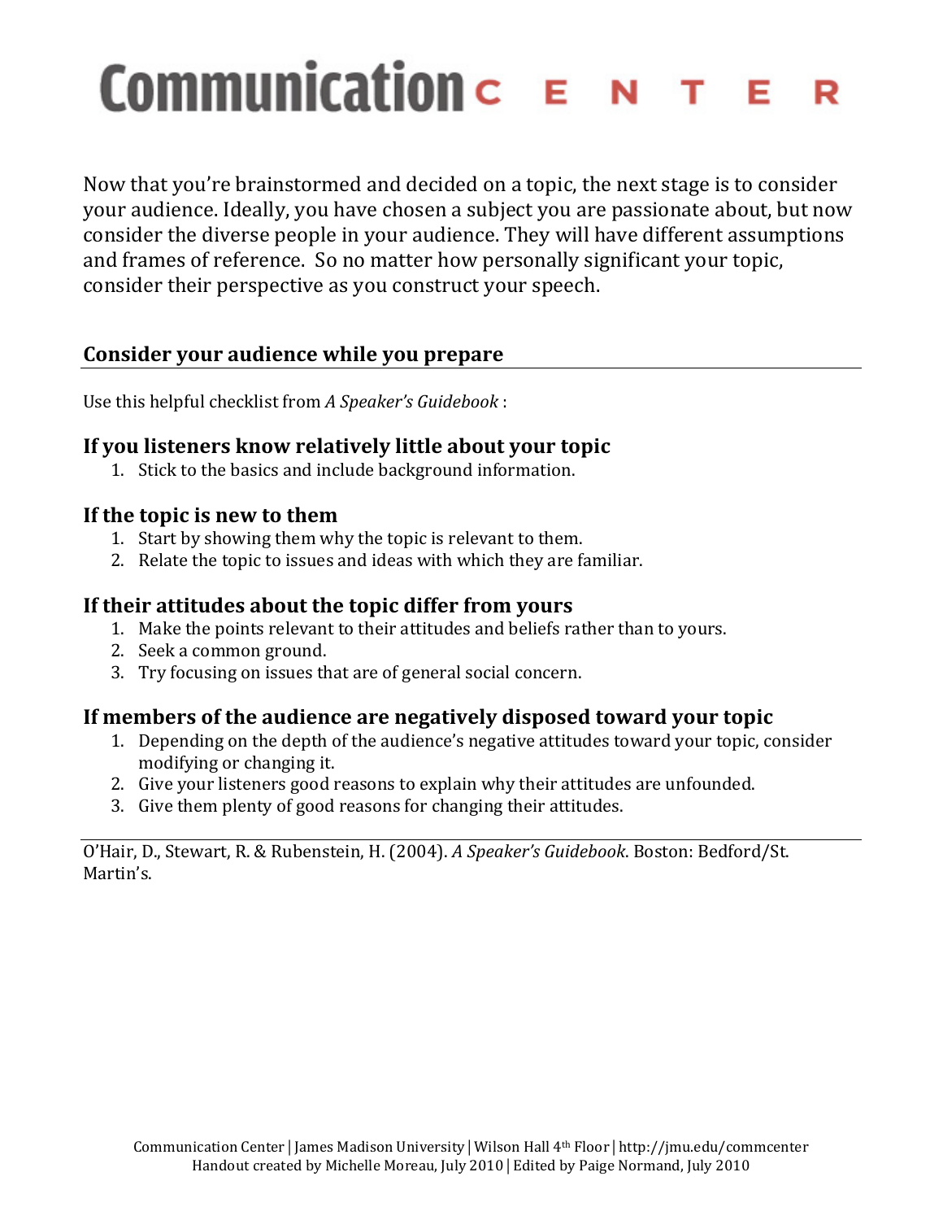# Communication CENTER

Now that you're brainstormed and decided on a topic, the next stage is to consider your audience. Ideally, you have chosen a subject you are passionate about, but now consider the diverse people in your audience. They will have different assumptions and frames of reference. So no matter how personally significant your topic, consider their perspective as you construct your speech.

## Consider your audience while you prepare

Use this helpful checklist from *A Speaker's Guidebook* :

### If you listeners know relatively little about your topic

1. Stick to the basics and include background information.

### If the topic is new to them

1. Start by showing them why the topic is relevant to them.
2. Relate the topic to issues and ideas with which they are familiar.

### If their attitudes about the topic differ from yours

1. Make the points relevant to their attitudes and beliefs rather than to yours.
2. Seek a common ground.
3. Try focusing on issues that are of general social concern.

### If members of the audience are negatively disposed toward your topic

1. Depending on the depth of the audience's negative attitudes toward your topic, consider modifying or changing it.
2. Give your listeners good reasons to explain why their attitudes are unfounded.
3. Give them plenty of good reasons for changing their attitudes.

---

O'Hair, D., Stewart, R. & Rubenstein, H. (2004). *A Speaker's Guidebook*. Boston: Bedford/St. Martin's.

Communication Center | James Madison University | Wilson Hall 4th Floor | http://jmu.edu/commcenter
Handout created by Michelle Moreau, July 2010 | Edited by Paige Normand, July 2010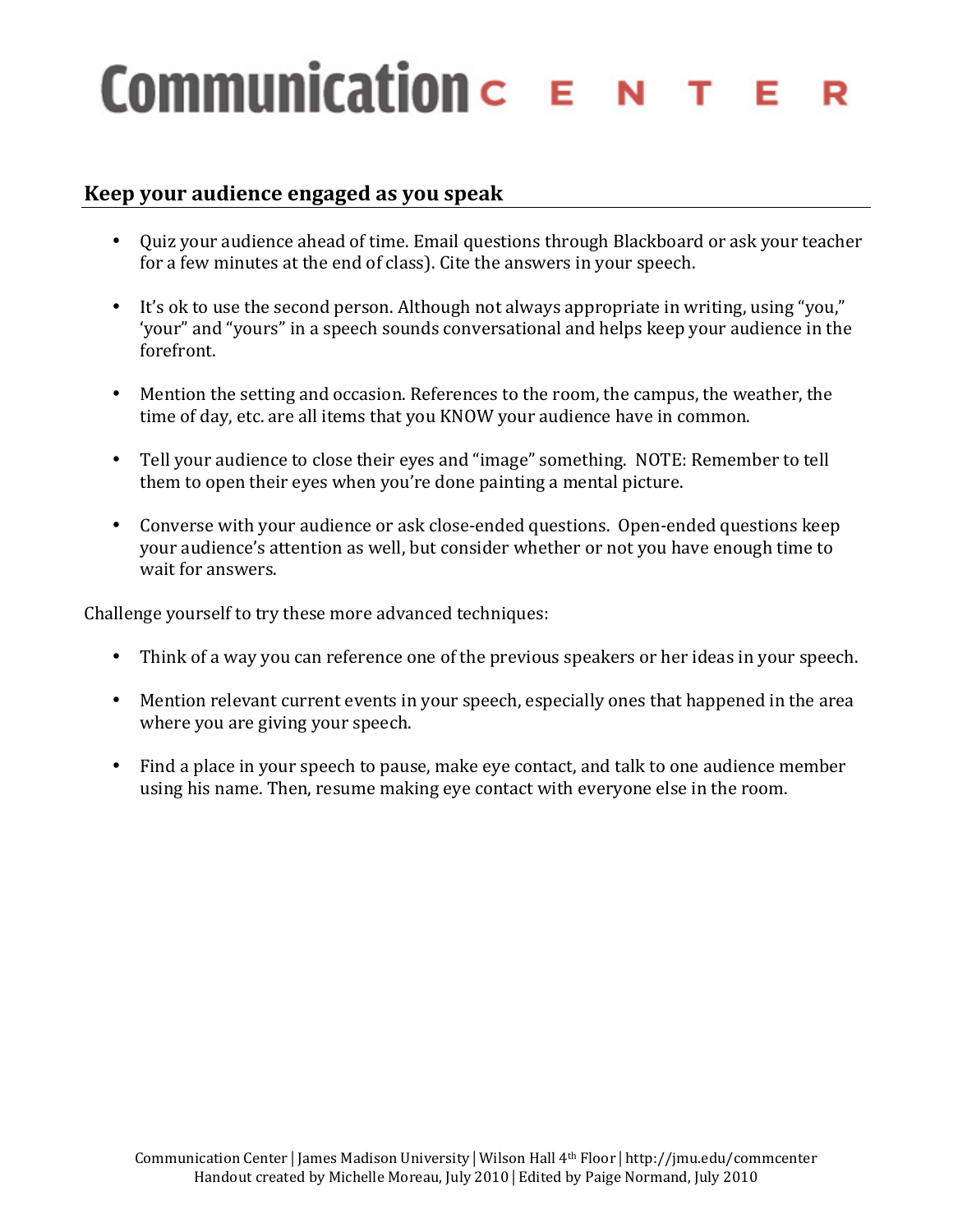# Communication CENTER

## Keep your audience engaged as you speak

- Quiz your audience ahead of time. Email questions through Blackboard or ask your teacher for a few minutes at the end of class). Cite the answers in your speech.

- It's ok to use the second person. Although not always appropriate in writing, using "you," 'your" and "yours" in a speech sounds conversational and helps keep your audience in the forefront.

- Mention the setting and occasion. References to the room, the campus, the weather, the time of day, etc. are all items that you KNOW your audience have in common.

- Tell your audience to close their eyes and "image" something. NOTE: Remember to tell them to open their eyes when you're done painting a mental picture.

- Converse with your audience or ask close-ended questions. Open-ended questions keep your audience's attention as well, but consider whether or not you have enough time to wait for answers.

Challenge yourself to try these more advanced techniques:

- Think of a way you can reference one of the previous speakers or her ideas in your speech.

- Mention relevant current events in your speech, especially ones that happened in the area where you are giving your speech.

- Find a place in your speech to pause, make eye contact, and talk to one audience member using his name. Then, resume making eye contact with everyone else in the room.

Communication Center | James Madison University | Wilson Hall 4th Floor | http://jmu.edu/commcenter
Handout created by Michelle Moreau, July 2010 | Edited by Paige Normand, July 2010